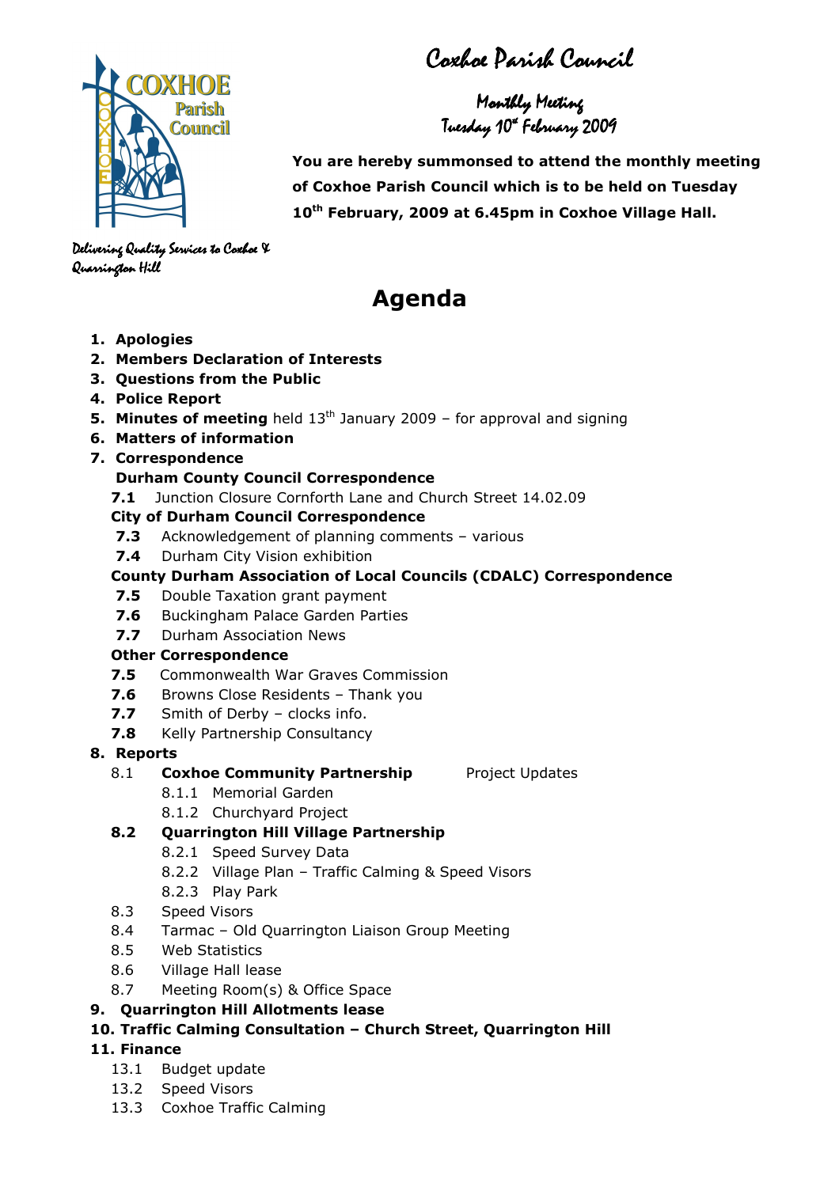# Coxhoe Parish Council

## Monthly Meeting
## Tuesday 10th February 2009

**You are hereby summonsed to attend the monthly meeting of Coxhoe Parish Council which is to be held on Tuesday 10th February, 2009 at 6.45pm in Coxhoe Village Hall.**

*Delivering Quality Services to Coxhoe & Quarrington Hill*

# Agenda

1. **Apologies**
2. **Members Declaration of Interests**
3. **Questions from the Public**
4. **Police Report**
5. **Minutes of meeting** held 13th January 2009 – for approval and signing
6. **Matters of information**
7. **Correspondence**

   **Durham County Council Correspondence**

   **7.1** Junction Closure Cornforth Lane and Church Street 14.02.09

   **City of Durham Council Correspondence**

   **7.3** Acknowledgement of planning comments – various

   **7.4** Durham City Vision exhibition

   **County Durham Association of Local Councils (CDALC) Correspondence**

   **7.5** Double Taxation grant payment

   **7.6** Buckingham Palace Garden Parties

   **7.7** Durham Association News

   **Other Correspondence**

   **7.5** Commonwealth War Graves Commission

   **7.6** Browns Close Residents – Thank you

   **7.7** Smith of Derby – clocks info.

   **7.8** Kelly Partnership Consultancy

8. **Reports**

   8.1 **Coxhoe Community Partnership** Project Updates

   - 8.1.1 Memorial Garden
   - 8.1.2 Churchyard Project

   **8.2** **Quarrington Hill Village Partnership**

   - 8.2.1 Speed Survey Data
   - 8.2.2 Village Plan – Traffic Calming & Speed Visors
   - 8.2.3 Play Park

   8.3 Speed Visors

   8.4 Tarmac – Old Quarrington Liaison Group Meeting

   8.5 Web Statistics

   8.6 Village Hall lease

   8.7 Meeting Room(s) & Office Space

9. **Quarrington Hill Allotments lease**
10. **Traffic Calming Consultation – Church Street, Quarrington Hill**
11. **Finance**

    13.1 Budget update

    13.2 Speed Visors

    13.3 Coxhoe Traffic Calming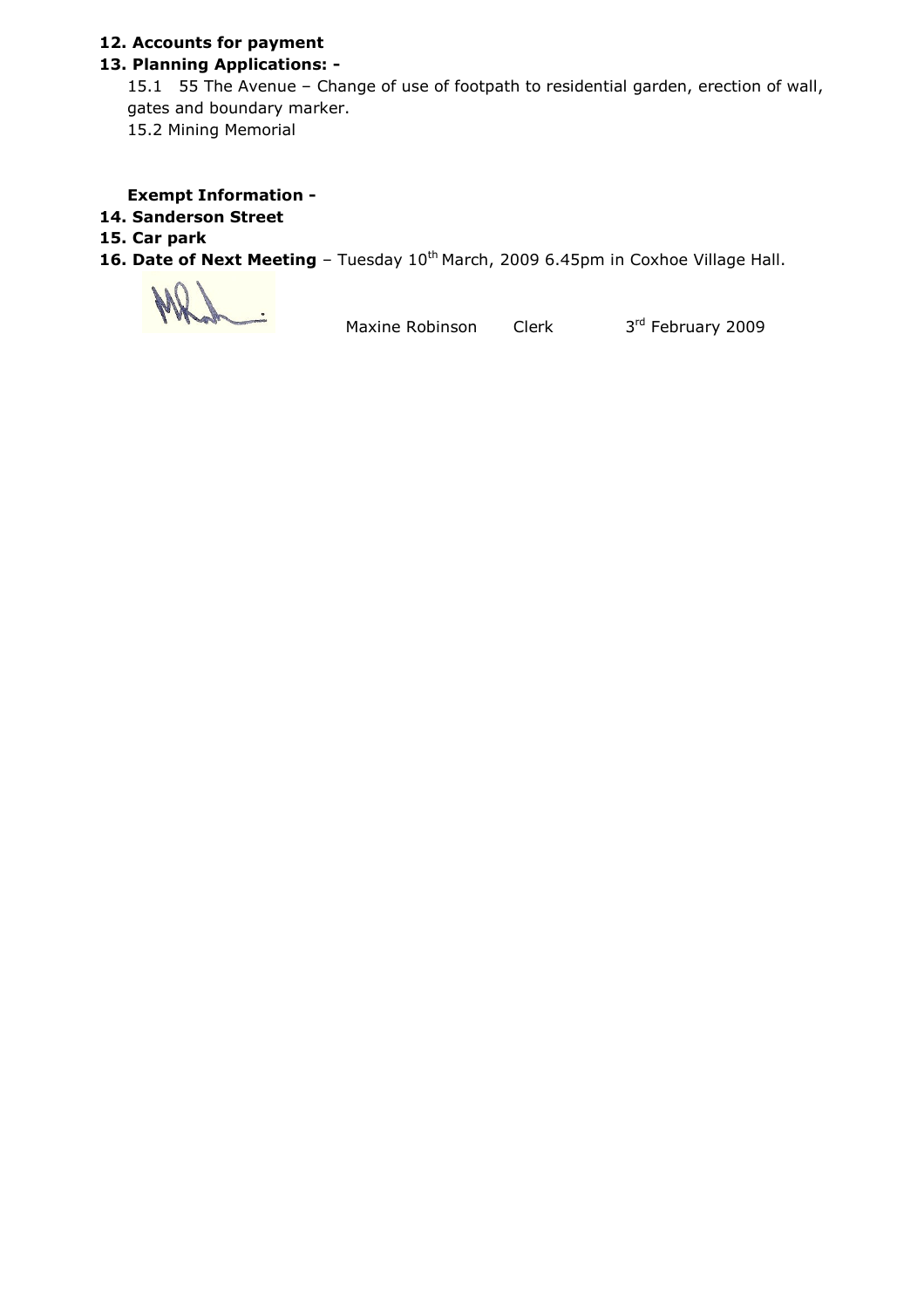**12. Accounts for payment**

**13. Planning Applications: -**

15.1 55 The Avenue – Change of use of footpath to residential garden, erection of wall, gates and boundary marker.

15.2 Mining Memorial

**Exempt Information -**

**14. Sanderson Street**

**15. Car park**

**16. Date of Next Meeting** – Tuesday 10th March, 2009 6.45pm in Coxhoe Village Hall.

Maxine Robinson Clerk 3rd February 2009